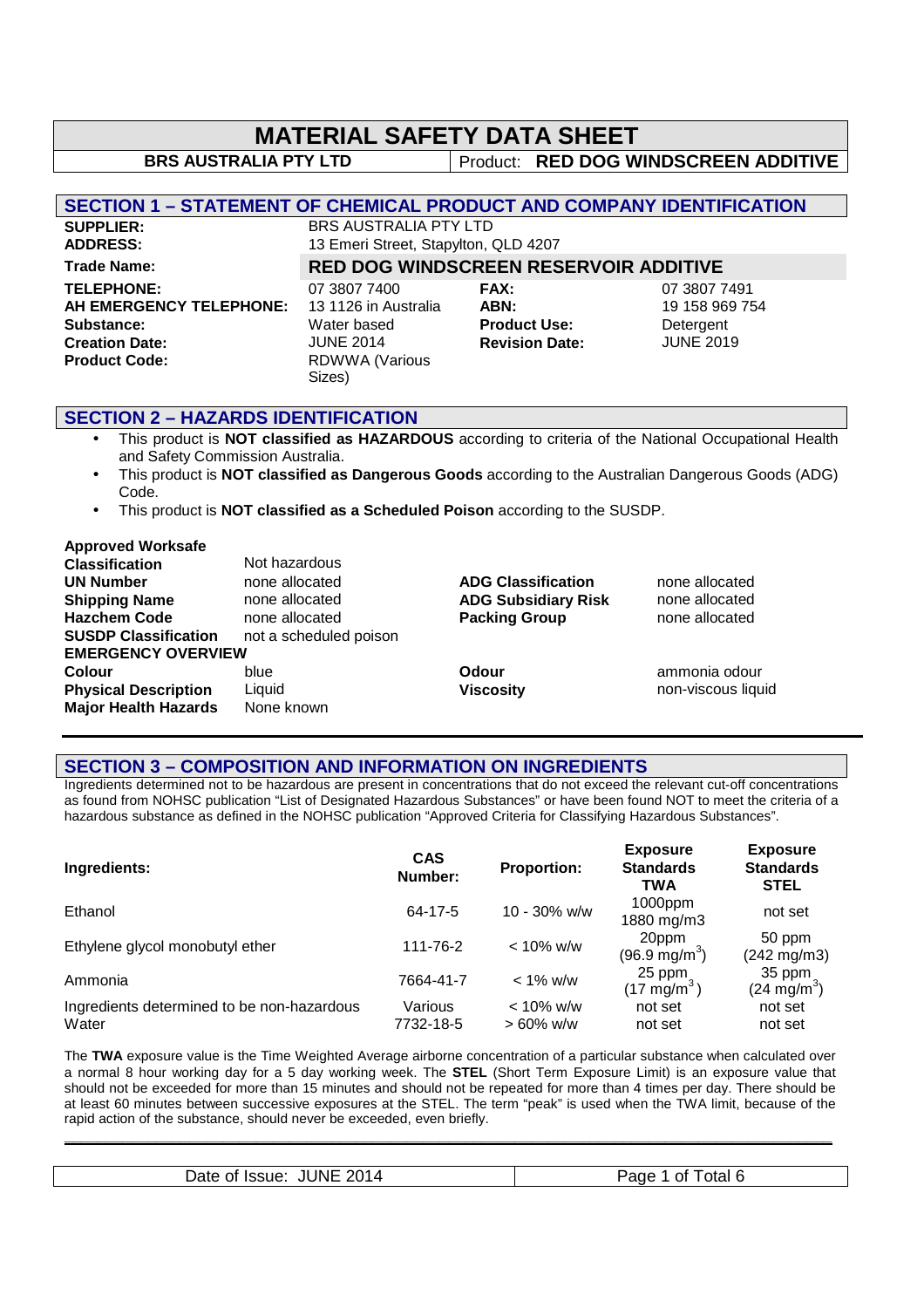# MATERIAL SAFETY DATA SHEET

**BRS AUSTRALIA PTY LTD** | Product: **RED DOG WINDSCREEN ADDITIVE**

## SECTION 1 – STATEMENT OF CHEMICAL PRODUCT AND COMPANY IDENTIFICATION

| | | | |
|---|---|---|---|
| **SUPPLIER:** | BRS AUSTRALIA PTY LTD | | |
| **ADDRESS:** | 13 Emeri Street, Stapylton, QLD 4207 | | |
| **Trade Name:** | **RED DOG WINDSCREEN RESERVOIR ADDITIVE** | | |
| **TELEPHONE:** | 07 3807 7400 | **FAX:** | 07 3807 7491 |
| **AH EMERGENCY TELEPHONE:** | 13 1126 in Australia | **ABN:** | 19 158 969 754 |
| **Substance:** | Water based | **Product Use:** | Detergent |
| **Creation Date:** | JUNE 2014 | **Revision Date:** | JUNE 2019 |
| **Product Code:** | RDWWA (Various Sizes) | | |

## SECTION 2 – HAZARDS IDENTIFICATION

- This product is **NOT classified as HAZARDOUS** according to criteria of the National Occupational Health and Safety Commission Australia.
- This product is **NOT classified as Dangerous Goods** according to the Australian Dangerous Goods (ADG) Code.
- This product is **NOT classified as a Scheduled Poison** according to the SUSDP.

| | | | |
|---|---|---|---|
| **Approved Worksafe Classification** | Not hazardous | | |
| **UN Number** | none allocated | **ADG Classification** | none allocated |
| **Shipping Name** | none allocated | **ADG Subsidiary Risk** | none allocated |
| **Hazchem Code** | none allocated | **Packing Group** | none allocated |
| **SUSDP Classification** | not a scheduled poison | | |
| **EMERGENCY OVERVIEW** | | | |
| **Colour** | blue | **Odour** | ammonia odour |
| **Physical Description** | Liquid | **Viscosity** | non-viscous liquid |
| **Major Health Hazards** | None known | | |

## SECTION 3 – COMPOSITION AND INFORMATION ON INGREDIENTS

Ingredients determined not to be hazardous are present in concentrations that do not exceed the relevant cut-off concentrations as found from NOHSC publication "List of Designated Hazardous Substances" or have been found NOT to meet the criteria of a hazardous substance as defined in the NOHSC publication "Approved Criteria for Classifying Hazardous Substances".

| Ingredients: | CAS Number: | Proportion: | Exposure Standards TWA | Exposure Standards STEL |
|---|---|---|---|---|
| Ethanol | 64-17-5 | 10 - 30% w/w | 1000ppm 1880 mg/m3 | not set |
| Ethylene glycol monobutyl ether | 111-76-2 | < 10% w/w | 20ppm (96.9 $mg/m^3$) | 50 ppm (242 mg/m3) |
| Ammonia | 7664-41-7 | < 1% w/w | 25 ppm (17 $mg/m^3$) | 35 ppm (24 $mg/m^3$) |
| Ingredients determined to be non-hazardous | Various | < 10% w/w | not set | not set |
| Water | 7732-18-5 | > 60% w/w | not set | not set |

The **TWA** exposure value is the Time Weighted Average airborne concentration of a particular substance when calculated over a normal 8 hour working day for a 5 day working week. The **STEL** (Short Term Exposure Limit) is an exposure value that should not be exceeded for more than 15 minutes and should not be repeated for more than 4 times per day. There should be at least 60 minutes between successive exposures at the STEL. The term "peak" is used when the TWA limit, because of the rapid action of the substance, should never be exceeded, even briefly.

Date of Issue: JUNE 2014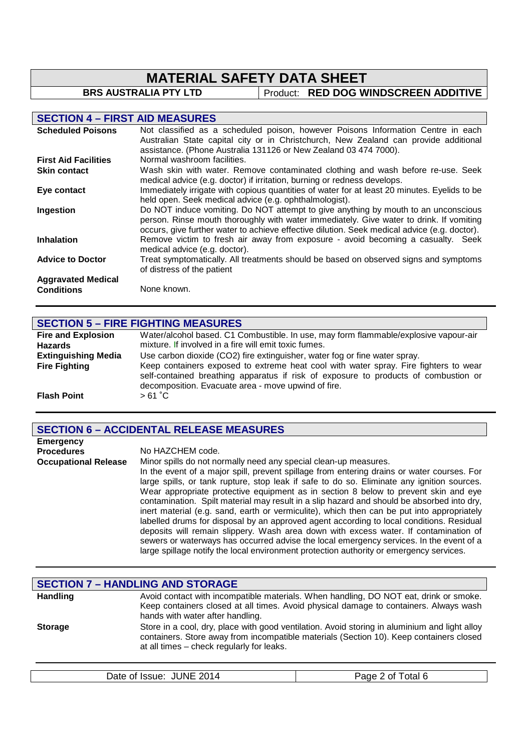# MATERIAL SAFETY DATA SHEET

**BRS AUSTRALIA PTY LTD** | Product: **RED DOG WINDSCREEN ADDITIVE**

## SECTION 4 – FIRST AID MEASURES

| | |
|---|---|
| **Scheduled Poisons** | Not classified as a scheduled poison, however Poisons Information Centre in each Australian State capital city or in Christchurch, New Zealand can provide additional assistance. (Phone Australia 131126 or New Zealand 03 474 7000). |
| **First Aid Facilities** | Normal washroom facilities. |
| **Skin contact** | Wash skin with water. Remove contaminated clothing and wash before re-use. Seek medical advice (e.g. doctor) if irritation, burning or redness develops. |
| **Eye contact** | Immediately irrigate with copious quantities of water for at least 20 minutes. Eyelids to be held open. Seek medical advice (e.g. ophthalmologist). |
| **Ingestion** | Do NOT induce vomiting. Do NOT attempt to give anything by mouth to an unconscious person. Rinse mouth thoroughly with water immediately. Give water to drink. If vomiting occurs, give further water to achieve effective dilution. Seek medical advice (e.g. doctor). |
| **Inhalation** | Remove victim to fresh air away from exposure - avoid becoming a casualty. Seek medical advice (e.g. doctor). |
| **Advice to Doctor** | Treat symptomatically. All treatments should be based on observed signs and symptoms of distress of the patient |
| **Aggravated Medical Conditions** | None known. |

## SECTION 5 – FIRE FIGHTING MEASURES

| | |
|---|---|
| **Fire and Explosion Hazards** | Water/alcohol based. C1 Combustible. In use, may form flammable/explosive vapour-air mixture. If involved in a fire will emit toxic fumes. |
| **Extinguishing Media** | Use carbon dioxide ($CO_2$) fire extinguisher, water fog or fine water spray. |
| **Fire Fighting** | Keep containers exposed to extreme heat cool with water spray. Fire fighters to wear self-contained breathing apparatus if risk of exposure to products of combustion or decomposition. Evacuate area - move upwind of fire. |
| **Flash Point** | > 61 °C |

## SECTION 6 – ACCIDENTAL RELEASE MEASURES

| | |
|---|---|
| **Emergency Procedures** | No HAZCHEM code. |
| **Occupational Release** | Minor spills do not normally need any special clean-up measures. In the event of a major spill, prevent spillage from entering drains or water courses. For large spills, or tank rupture, stop leak if safe to do so. Eliminate any ignition sources. Wear appropriate protective equipment as in section 8 below to prevent skin and eye contamination. Spilt material may result in a slip hazard and should be absorbed into dry, inert material (e.g. sand, earth or vermiculite), which then can be put into appropriately labelled drums for disposal by an approved agent according to local conditions. Residual deposits will remain slippery. Wash area down with excess water. If contamination of sewers or waterways has occurred advise the local emergency services. In the event of a large spillage notify the local environment protection authority or emergency services. |

## SECTION 7 – HANDLING AND STORAGE

| | |
|---|---|
| **Handling** | Avoid contact with incompatible materials. When handling, DO NOT eat, drink or smoke. Keep containers closed at all times. Avoid physical damage to containers. Always wash hands with water after handling. |
| **Storage** | Store in a cool, dry, place with good ventilation. Avoid storing in aluminium and light alloy containers. Store away from incompatible materials (Section 10). Keep containers closed at all times – check regularly for leaks. |

Date of Issue: JUNE 2014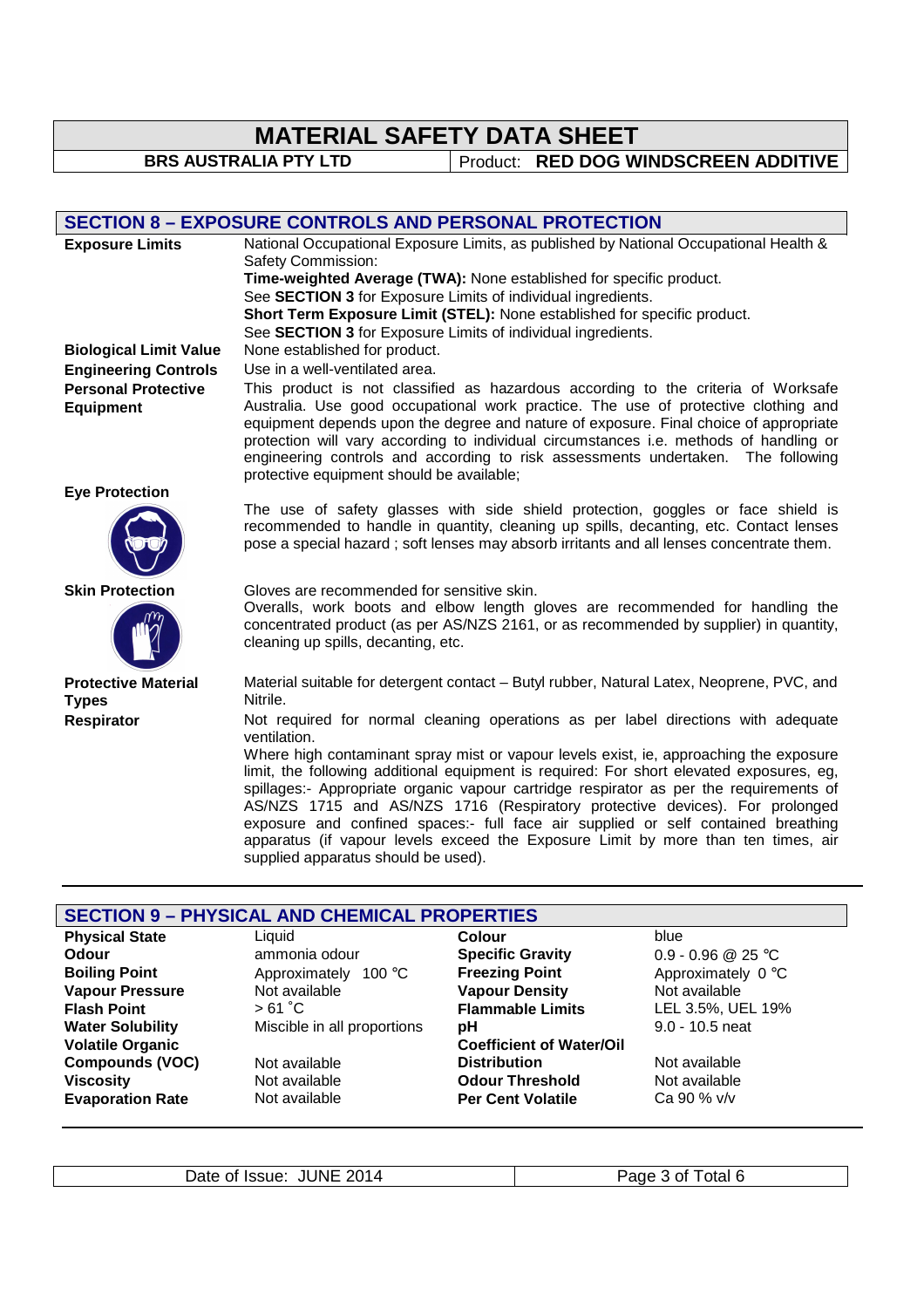# MATERIAL SAFETY DATA SHEET

**BRS AUSTRALIA PTY LTD** | Product: **RED DOG WINDSCREEN ADDITIVE**

## SECTION 8 – EXPOSURE CONTROLS AND PERSONAL PROTECTION

**Exposure Limits**

National Occupational Exposure Limits, as published by National Occupational Health & Safety Commission:

**Time-weighted Average (TWA):** None established for specific product.
See **SECTION 3** for Exposure Limits of individual ingredients.

**Short Term Exposure Limit (STEL):** None established for specific product.
See **SECTION 3** for Exposure Limits of individual ingredients.

**Biological Limit Value**

None established for product.

**Engineering Controls**

Use in a well-ventilated area.

**Personal Protective Equipment**

This product is not classified as hazardous according to the criteria of Worksafe Australia. Use good occupational work practice. The use of protective clothing and equipment depends upon the degree and nature of exposure. Final choice of appropriate protection will vary according to individual circumstances i.e. methods of handling or engineering controls and according to risk assessments undertaken. The following protective equipment should be available;

**Eye Protection**

The use of safety glasses with side shield protection, goggles or face shield is recommended to handle in quantity, cleaning up spills, decanting, etc. Contact lenses pose a special hazard ; soft lenses may absorb irritants and all lenses concentrate them.

**Skin Protection**

Gloves are recommended for sensitive skin.
Overalls, work boots and elbow length gloves are recommended for handling the concentrated product (as per AS/NZS 2161, or as recommended by supplier) in quantity, cleaning up spills, decanting, etc.

**Protective Material Types**

Material suitable for detergent contact – Butyl rubber, Natural Latex, Neoprene, PVC, and Nitrile.

**Respirator**

Not required for normal cleaning operations as per label directions with adequate ventilation.
Where high contaminant spray mist or vapour levels exist, ie, approaching the exposure limit, the following additional equipment is required: For short elevated exposures, eg, spillages:- Appropriate organic vapour cartridge respirator as per the requirements of AS/NZS 1715 and AS/NZS 1716 (Respiratory protective devices). For prolonged exposure and confined spaces:- full face air supplied or self contained breathing apparatus (if vapour levels exceed the Exposure Limit by more than ten times, air supplied apparatus should be used).

## SECTION 9 – PHYSICAL AND CHEMICAL PROPERTIES

| Property | Value | Property | Value |
|---|---|---|---|
| **Physical State** | Liquid | **Colour** | blue |
| **Odour** | ammonia odour | **Specific Gravity** | 0.9 - 0.96 @ 25 °C |
| **Boiling Point** | Approximately 100 °C | **Freezing Point** | Approximately 0 °C |
| **Vapour Pressure** | Not available | **Vapour Density** | Not available |
| **Flash Point** | > 61 °C | **Flammable Limits** | LEL 3.5%, UEL 19% |
| **Water Solubility** | Miscible in all proportions | **pH** | 9.0 - 10.5 neat |
| **Volatile Organic Compounds (VOC)** | Not available | **Coefficient of Water/Oil Distribution** | Not available |
| **Viscosity** | Not available | **Odour Threshold** | Not available |
| **Evaporation Rate** | Not available | **Per Cent Volatile** | Ca 90 % v/v |

Date of Issue: JUNE 2014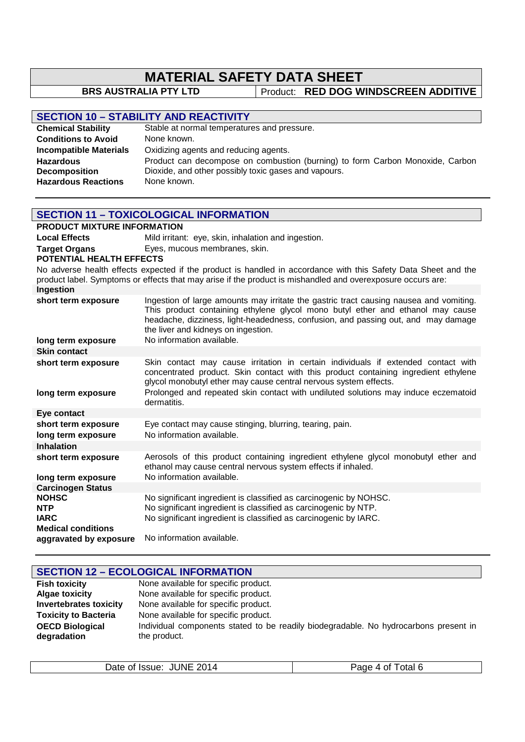# MATERIAL SAFETY DATA SHEET

**BRS AUSTRALIA PTY LTD** | Product: **RED DOG WINDSCREEN ADDITIVE**

## SECTION 10 – STABILITY AND REACTIVITY

| | |
|---|---|
| **Chemical Stability** | Stable at normal temperatures and pressure. |
| **Conditions to Avoid** | None known. |
| **Incompatible Materials** | Oxidizing agents and reducing agents. |
| **Hazardous Decomposition** | Product can decompose on combustion (burning) to form Carbon Monoxide, Carbon Dioxide, and other possibly toxic gases and vapours. |
| **Hazardous Reactions** | None known. |

## SECTION 11 – TOXICOLOGICAL INFORMATION

**PRODUCT MIXTURE INFORMATION**

| | |
|---|---|
| **Local Effects** | Mild irritant: eye, skin, inhalation and ingestion. |
| **Target Organs** | Eyes, mucous membranes, skin. |

**POTENTIAL HEALTH EFFECTS**

No adverse health effects expected if the product is handled in accordance with this Safety Data Sheet and the product label. Symptoms or effects that may arise if the product is mishandled and overexposure occurs are:

| | |
|---|---|
| **Ingestion** | |
| **short term exposure** | Ingestion of large amounts may irritate the gastric tract causing nausea and vomiting. This product containing ethylene glycol mono butyl ether and ethanol may cause headache, dizziness, light-headedness, confusion, and passing out, and may damage the liver and kidneys on ingestion. |
| **long term exposure** | No information available. |
| **Skin contact** | |
| **short term exposure** | Skin contact may cause irritation in certain individuals if extended contact with concentrated product. Skin contact with this product containing ingredient ethylene glycol monobutyl ether may cause central nervous system effects. |
| **long term exposure** | Prolonged and repeated skin contact with undiluted solutions may induce eczematoid dermatitis. |
| **Eye contact** | |
| **short term exposure** | Eye contact may cause stinging, blurring, tearing, pain. |
| **long term exposure** | No information available. |
| **Inhalation** | |
| **short term exposure** | Aerosols of this product containing ingredient ethylene glycol monobutyl ether and ethanol may cause central nervous system effects if inhaled. |
| **long term exposure** | No information available. |
| **Carcinogen Status** | |
| **NOHSC** | No significant ingredient is classified as carcinogenic by NOHSC. |
| **NTP** | No significant ingredient is classified as carcinogenic by NTP. |
| **IARC** | No significant ingredient is classified as carcinogenic by IARC. |
| **Medical conditions aggravated by exposure** | No information available. |

## SECTION 12 – ECOLOGICAL INFORMATION

| | |
|---|---|
| **Fish toxicity** | None available for specific product. |
| **Algae toxicity** | None available for specific product. |
| **Invertebrates toxicity** | None available for specific product. |
| **Toxicity to Bacteria** | None available for specific product. |
| **OECD Biological degradation** | Individual components stated to be readily biodegradable. No hydrocarbons present in the product. |

Date of Issue: JUNE 2014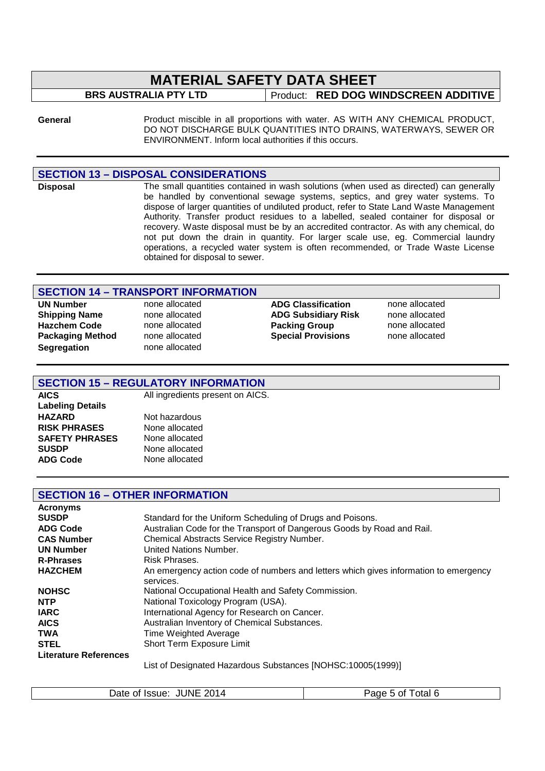# MATERIAL SAFETY DATA SHEET

**BRS AUSTRALIA PTY LTD** | Product: **RED DOG WINDSCREEN ADDITIVE**

| | |
|---|---|
| **General** | Product miscible in all proportions with water. AS WITH ANY CHEMICAL PRODUCT, DO NOT DISCHARGE BULK QUANTITIES INTO DRAINS, WATERWAYS, SEWER OR ENVIRONMENT. Inform local authorities if this occurs. |

## SECTION 13 – DISPOSAL CONSIDERATIONS

| | |
|---|---|
| **Disposal** | The small quantities contained in wash solutions (when used as directed) can generally be handled by conventional sewage systems, septics, and grey water systems. To dispose of larger quantities of undiluted product, refer to State Land Waste Management Authority. Transfer product residues to a labelled, sealed container for disposal or recovery. Waste disposal must be by an accredited contractor. As with any chemical, do not put down the drain in quantity. For larger scale use, eg. Commercial laundry operations, a recycled water system is often recommended, or Trade Waste License obtained for disposal to sewer. |

## SECTION 14 – TRANSPORT INFORMATION

| | | | |
|---|---|---|---|
| **UN Number** | none allocated | **ADG Classification** | none allocated |
| **Shipping Name** | none allocated | **ADG Subsidiary Risk** | none allocated |
| **Hazchem Code** | none allocated | **Packing Group** | none allocated |
| **Packaging Method** | none allocated | **Special Provisions** | none allocated |
| **Segregation** | none allocated | | |

## SECTION 15 – REGULATORY INFORMATION

| | |
|---|---|
| **AICS** | All ingredients present on AICS. |
| **Labeling Details** | |
| **HAZARD** | Not hazardous |
| **RISK PHRASES** | None allocated |
| **SAFETY PHRASES** | None allocated |
| **SUSDP** | None allocated |
| **ADG Code** | None allocated |

## SECTION 16 – OTHER INFORMATION

**Acronyms**

| | |
|---|---|
| **SUSDP** | Standard for the Uniform Scheduling of Drugs and Poisons. |
| **ADG Code** | Australian Code for the Transport of Dangerous Goods by Road and Rail. |
| **CAS Number** | Chemical Abstracts Service Registry Number. |
| **UN Number** | United Nations Number. |
| **R-Phrases** | Risk Phrases. |
| **HAZCHEM** | An emergency action code of numbers and letters which gives information to emergency services. |
| **NOHSC** | National Occupational Health and Safety Commission. |
| **NTP** | National Toxicology Program (USA). |
| **IARC** | International Agency for Research on Cancer. |
| **AICS** | Australian Inventory of Chemical Substances. |
| **TWA** | Time Weighted Average |
| **STEL** | Short Term Exposure Limit |

**Literature References**

List of Designated Hazardous Substances [NOHSC:10005(1999)]

Date of Issue: JUNE 2014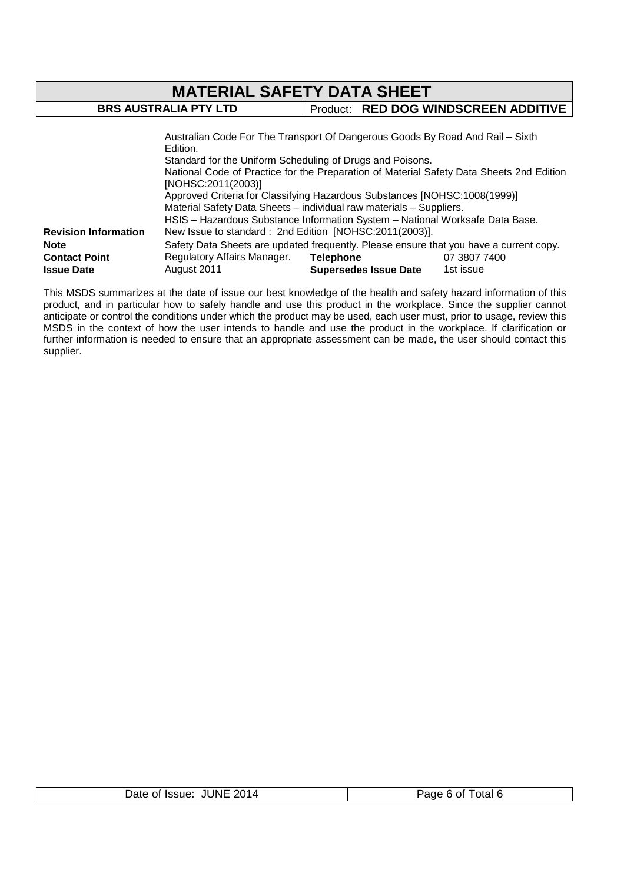| | | | |
|---|---|---|---|
| | Australian Code For The Transport Of Dangerous Goods By Road And Rail – Sixth Edition.<br>Standard for the Uniform Scheduling of Drugs and Poisons.<br>National Code of Practice for the Preparation of Material Safety Data Sheets 2nd Edition [NOHSC:2011(2003)]<br>Approved Criteria for Classifying Hazardous Substances [NOHSC:1008(1999)]<br>Material Safety Data Sheets – individual raw materials – Suppliers.<br>HSIS – Hazardous Substance Information System – National Worksafe Data Base. | | |
| **Revision Information** | New Issue to standard : 2nd Edition [NOHSC:2011(2003)]. | | |
| **Note** | Safety Data Sheets are updated frequently. Please ensure that you have a current copy. | | |
| **Contact Point** | Regulatory Affairs Manager. | **Telephone** | 07 3807 7400 |
| **Issue Date** | August 2011 | **Supersedes Issue Date** | 1st issue |

This MSDS summarizes at the date of issue our best knowledge of the health and safety hazard information of this product, and in particular how to safely handle and use this product in the workplace. Since the supplier cannot anticipate or control the conditions under which the product may be used, each user must, prior to usage, review this MSDS in the context of how the user intends to handle and use the product in the workplace. If clarification or further information is needed to ensure that an appropriate assessment can be made, the user should contact this supplier.